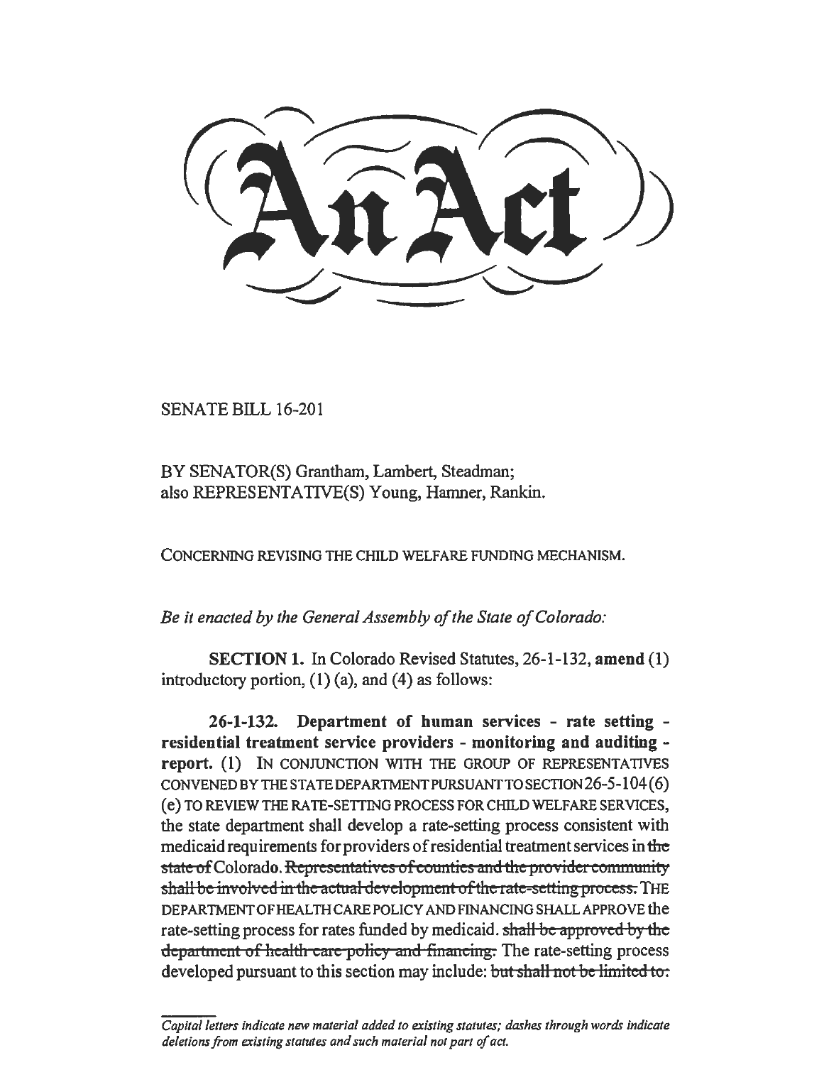# An Act

SENATE BILL 16-201

BY SENATOR(S) Grantham, Lambert, Steadman;
also REPRESENTATIVE(S) Young, Hamner, Rankin.

CONCERNING REVISING THE CHILD WELFARE FUNDING MECHANISM.

*Be it enacted by the General Assembly of the State of Colorado:*

**SECTION 1.** In Colorado Revised Statutes, 26-1-132, **amend** (1) introductory portion, (1) (a), and (4) as follows:

**26-1-132. Department of human services - rate setting - residential treatment service providers - monitoring and auditing - report.** (1) IN CONJUNCTION WITH THE GROUP OF REPRESENTATIVES CONVENED BY THE STATE DEPARTMENT PURSUANT TO SECTION 26-5-104 (6) (e) TO REVIEW THE RATE-SETTING PROCESS FOR CHILD WELFARE SERVICES, the state department shall develop a rate-setting process consistent with medicaid requirements for providers of residential treatment services in ~~the state of~~ Colorado. ~~Representatives of counties and the provider community shall be involved in the actual development of the rate-setting process.~~ THE DEPARTMENT OF HEALTH CARE POLICY AND FINANCING SHALL APPROVE the rate-setting process for rates funded by medicaid. ~~shall be approved by the department of health care policy and financing.~~ The rate-setting process developed pursuant to this section may include: ~~but shall not be limited to:~~

*Capital letters indicate new material added to existing statutes; dashes through words indicate deletions from existing statutes and such material not part of act.*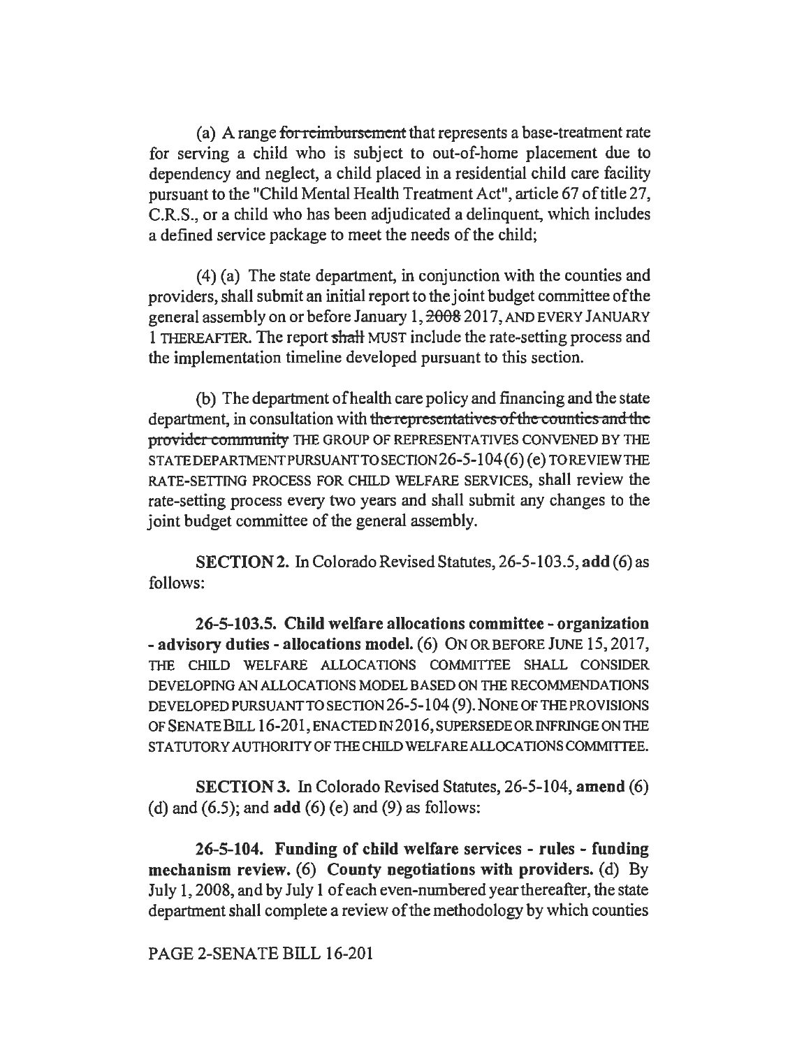(a) A range ~~for reimbursement~~ that represents a base-treatment rate for serving a child who is subject to out-of-home placement due to dependency and neglect, a child placed in a residential child care facility pursuant to the "Child Mental Health Treatment Act", article 67 of title 27, C.R.S., or a child who has been adjudicated a delinquent, which includes a defined service package to meet the needs of the child;

(4) (a) The state department, in conjunction with the counties and providers, shall submit an initial report to the joint budget committee of the general assembly on or before January 1, ~~2008~~ 2017, AND EVERY JANUARY 1 THEREAFTER. The report ~~shall~~ MUST include the rate-setting process and the implementation timeline developed pursuant to this section.

(b) The department of health care policy and financing and the state department, in consultation with ~~the representatives of the counties and the provider community~~ THE GROUP OF REPRESENTATIVES CONVENED BY THE STATE DEPARTMENT PURSUANT TO SECTION 26-5-104 (6) (e) TO REVIEW THE RATE-SETTING PROCESS FOR CHILD WELFARE SERVICES, shall review the rate-setting process every two years and shall submit any changes to the joint budget committee of the general assembly.

**SECTION 2.** In Colorado Revised Statutes, 26-5-103.5, **add** (6) as follows:

**26-5-103.5. Child welfare allocations committee - organization - advisory duties - allocations model.** (6) ON OR BEFORE JUNE 15, 2017, THE CHILD WELFARE ALLOCATIONS COMMITTEE SHALL CONSIDER DEVELOPING AN ALLOCATIONS MODEL BASED ON THE RECOMMENDATIONS DEVELOPED PURSUANT TO SECTION 26-5-104 (9). NONE OF THE PROVISIONS OF SENATE BILL 16-201, ENACTED IN 2016, SUPERSEDE OR INFRINGE ON THE STATUTORY AUTHORITY OF THE CHILD WELFARE ALLOCATIONS COMMITTEE.

**SECTION 3.** In Colorado Revised Statutes, 26-5-104, **amend** (6) (d) and (6.5); and **add** (6) (e) and (9) as follows:

**26-5-104. Funding of child welfare services - rules - funding mechanism review.** (6) **County negotiations with providers.** (d) By July 1, 2008, and by July 1 of each even-numbered year thereafter, the state department shall complete a review of the methodology by which counties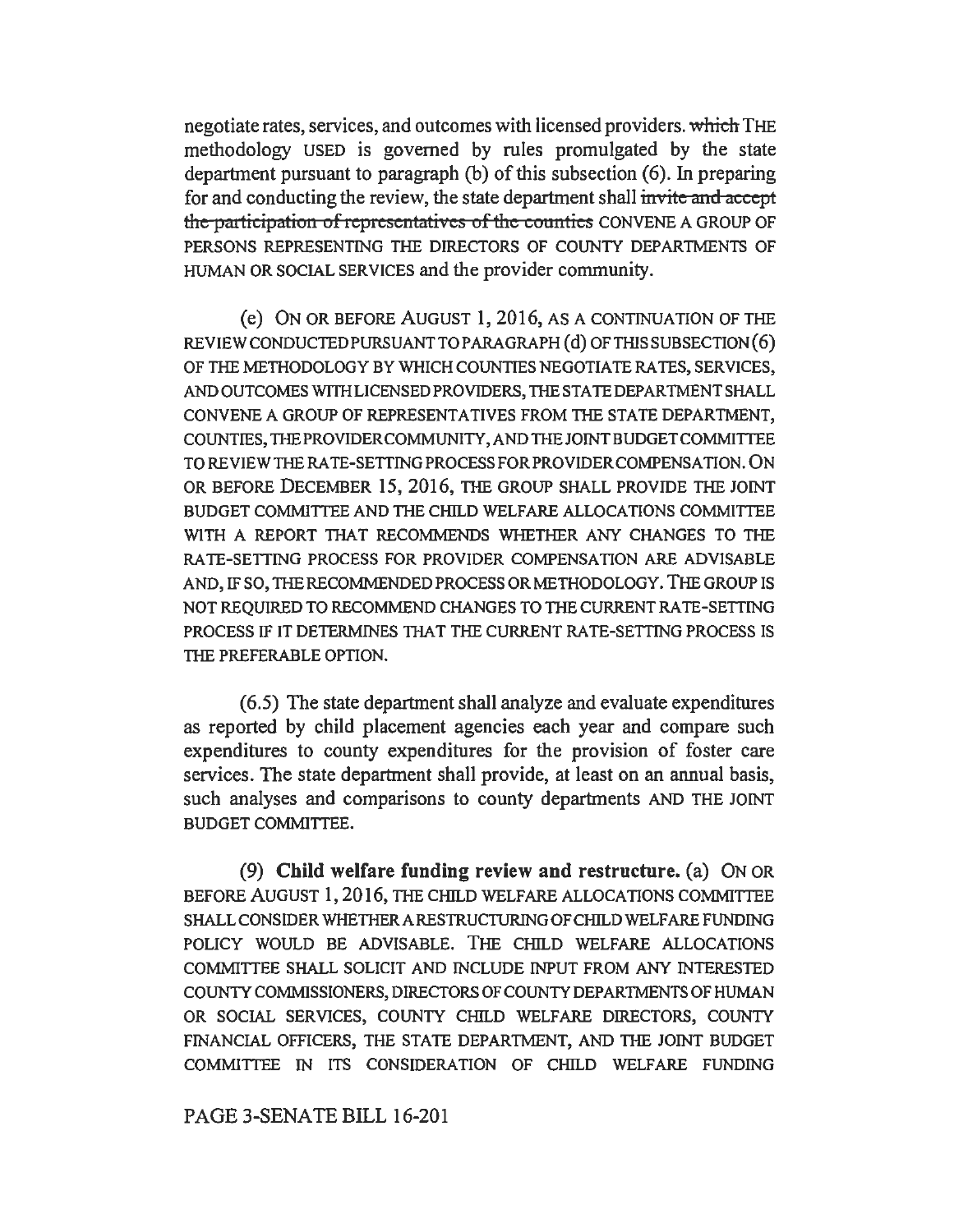negotiate rates, services, and outcomes with licensed providers. ~~which~~ THE methodology USED is governed by rules promulgated by the state department pursuant to paragraph (b) of this subsection (6). In preparing for and conducting the review, the state department shall ~~invite and accept the participation of representatives of the counties~~ CONVENE A GROUP OF PERSONS REPRESENTING THE DIRECTORS OF COUNTY DEPARTMENTS OF HUMAN OR SOCIAL SERVICES and the provider community.

(e) ON OR BEFORE AUGUST 1, 2016, AS A CONTINUATION OF THE REVIEW CONDUCTED PURSUANT TO PARAGRAPH (d) OF THIS SUBSECTION (6) OF THE METHODOLOGY BY WHICH COUNTIES NEGOTIATE RATES, SERVICES, AND OUTCOMES WITH LICENSED PROVIDERS, THE STATE DEPARTMENT SHALL CONVENE A GROUP OF REPRESENTATIVES FROM THE STATE DEPARTMENT, COUNTIES, THE PROVIDER COMMUNITY, AND THE JOINT BUDGET COMMITTEE TO REVIEW THE RATE-SETTING PROCESS FOR PROVIDER COMPENSATION. ON OR BEFORE DECEMBER 15, 2016, THE GROUP SHALL PROVIDE THE JOINT BUDGET COMMITTEE AND THE CHILD WELFARE ALLOCATIONS COMMITTEE WITH A REPORT THAT RECOMMENDS WHETHER ANY CHANGES TO THE RATE-SETTING PROCESS FOR PROVIDER COMPENSATION ARE ADVISABLE AND, IF SO, THE RECOMMENDED PROCESS OR METHODOLOGY. THE GROUP IS NOT REQUIRED TO RECOMMEND CHANGES TO THE CURRENT RATE-SETTING PROCESS IF IT DETERMINES THAT THE CURRENT RATE-SETTING PROCESS IS THE PREFERABLE OPTION.

(6.5) The state department shall analyze and evaluate expenditures as reported by child placement agencies each year and compare such expenditures to county expenditures for the provision of foster care services. The state department shall provide, at least on an annual basis, such analyses and comparisons to county departments AND THE JOINT BUDGET COMMITTEE.

(9) **Child welfare funding review and restructure.** (a) ON OR BEFORE AUGUST 1, 2016, THE CHILD WELFARE ALLOCATIONS COMMITTEE SHALL CONSIDER WHETHER A RESTRUCTURING OF CHILD WELFARE FUNDING POLICY WOULD BE ADVISABLE. THE CHILD WELFARE ALLOCATIONS COMMITTEE SHALL SOLICIT AND INCLUDE INPUT FROM ANY INTERESTED COUNTY COMMISSIONERS, DIRECTORS OF COUNTY DEPARTMENTS OF HUMAN OR SOCIAL SERVICES, COUNTY CHILD WELFARE DIRECTORS, COUNTY FINANCIAL OFFICERS, THE STATE DEPARTMENT, AND THE JOINT BUDGET COMMITTEE IN ITS CONSIDERATION OF CHILD WELFARE FUNDING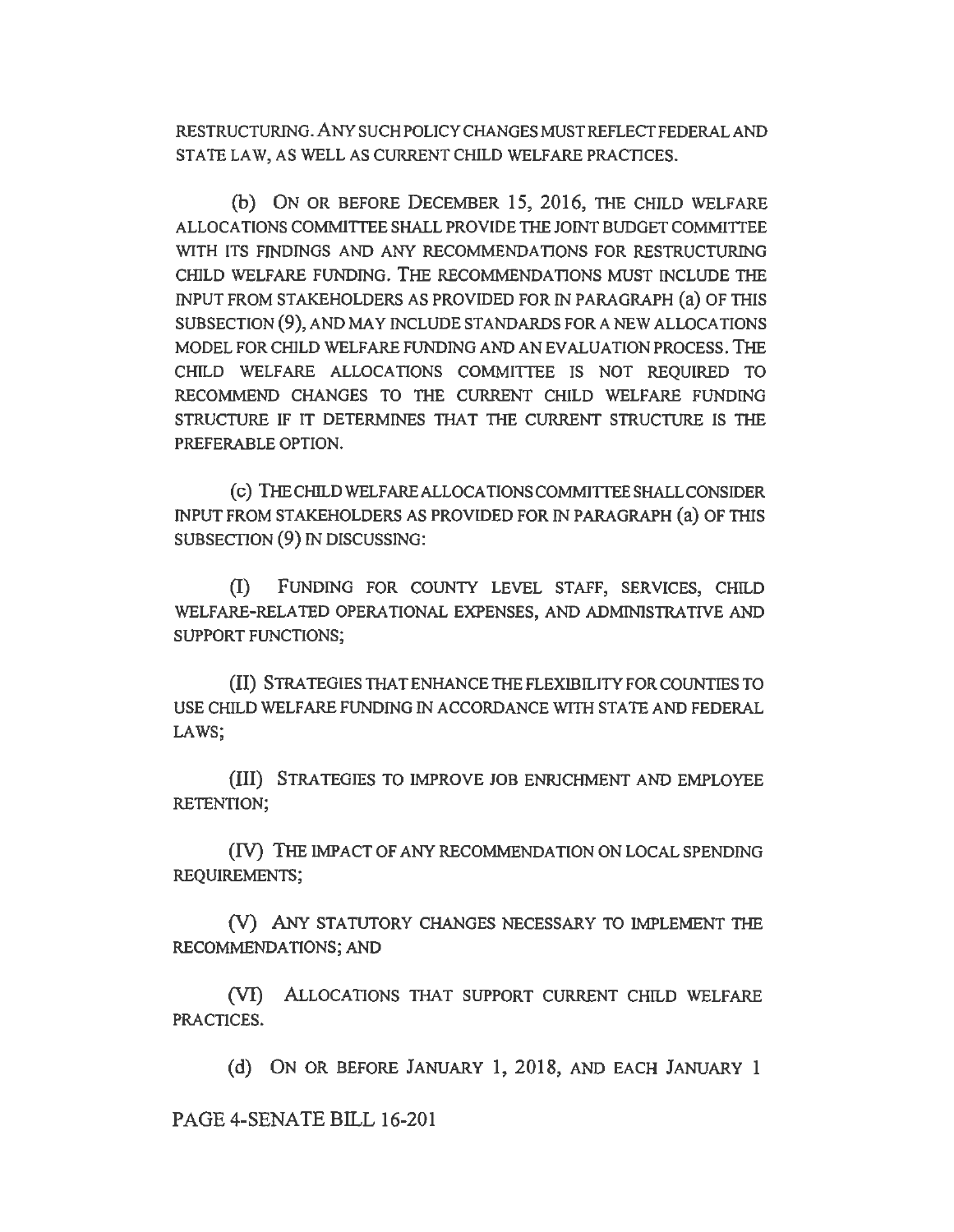RESTRUCTURING. ANY SUCH POLICY CHANGES MUST REFLECT FEDERAL AND STATE LAW, AS WELL AS CURRENT CHILD WELFARE PRACTICES.

(b) ON OR BEFORE DECEMBER 15, 2016, THE CHILD WELFARE ALLOCATIONS COMMITTEE SHALL PROVIDE THE JOINT BUDGET COMMITTEE WITH ITS FINDINGS AND ANY RECOMMENDATIONS FOR RESTRUCTURING CHILD WELFARE FUNDING. THE RECOMMENDATIONS MUST INCLUDE THE INPUT FROM STAKEHOLDERS AS PROVIDED FOR IN PARAGRAPH (a) OF THIS SUBSECTION (9), AND MAY INCLUDE STANDARDS FOR A NEW ALLOCATIONS MODEL FOR CHILD WELFARE FUNDING AND AN EVALUATION PROCESS. THE CHILD WELFARE ALLOCATIONS COMMITTEE IS NOT REQUIRED TO RECOMMEND CHANGES TO THE CURRENT CHILD WELFARE FUNDING STRUCTURE IF IT DETERMINES THAT THE CURRENT STRUCTURE IS THE PREFERABLE OPTION.

(c) THE CHILD WELFARE ALLOCATIONS COMMITTEE SHALL CONSIDER INPUT FROM STAKEHOLDERS AS PROVIDED FOR IN PARAGRAPH (a) OF THIS SUBSECTION (9) IN DISCUSSING:

(I) FUNDING FOR COUNTY LEVEL STAFF, SERVICES, CHILD WELFARE-RELATED OPERATIONAL EXPENSES, AND ADMINISTRATIVE AND SUPPORT FUNCTIONS;

(II) STRATEGIES THAT ENHANCE THE FLEXIBILITY FOR COUNTIES TO USE CHILD WELFARE FUNDING IN ACCORDANCE WITH STATE AND FEDERAL LAWS;

(III) STRATEGIES TO IMPROVE JOB ENRICHMENT AND EMPLOYEE RETENTION;

(IV) THE IMPACT OF ANY RECOMMENDATION ON LOCAL SPENDING REQUIREMENTS;

(V) ANY STATUTORY CHANGES NECESSARY TO IMPLEMENT THE RECOMMENDATIONS; AND

(VI) ALLOCATIONS THAT SUPPORT CURRENT CHILD WELFARE PRACTICES.

(d) ON OR BEFORE JANUARY 1, 2018, AND EACH JANUARY 1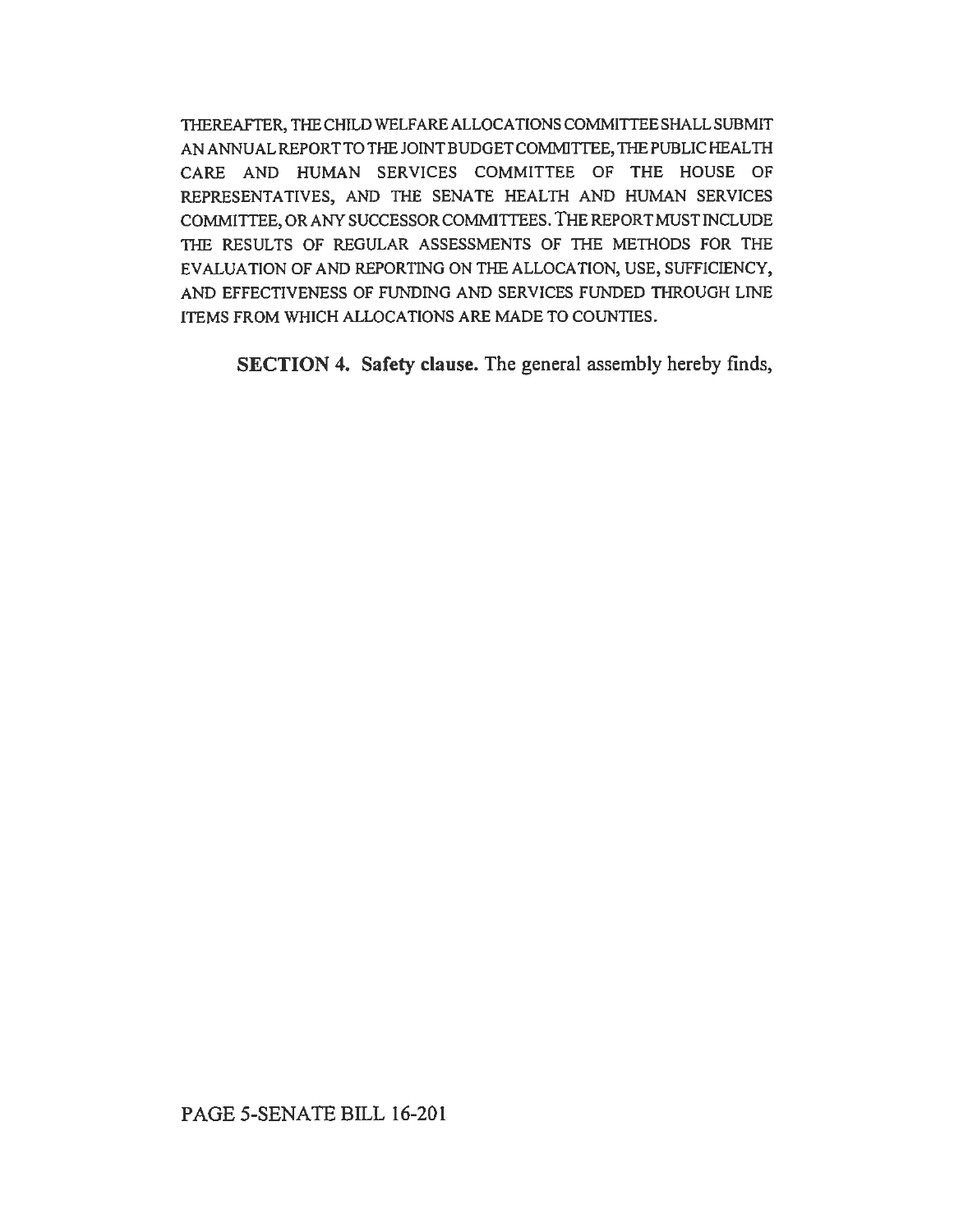THEREAFTER, THE CHILD WELFARE ALLOCATIONS COMMITTEE SHALL SUBMIT AN ANNUAL REPORT TO THE JOINT BUDGET COMMITTEE, THE PUBLIC HEALTH CARE AND HUMAN SERVICES COMMITTEE OF THE HOUSE OF REPRESENTATIVES, AND THE SENATE HEALTH AND HUMAN SERVICES COMMITTEE, OR ANY SUCCESSOR COMMITTEES. THE REPORT MUST INCLUDE THE RESULTS OF REGULAR ASSESSMENTS OF THE METHODS FOR THE EVALUATION OF AND REPORTING ON THE ALLOCATION, USE, SUFFICIENCY, AND EFFECTIVENESS OF FUNDING AND SERVICES FUNDED THROUGH LINE ITEMS FROM WHICH ALLOCATIONS ARE MADE TO COUNTIES.

**SECTION 4. Safety clause.** The general assembly hereby finds,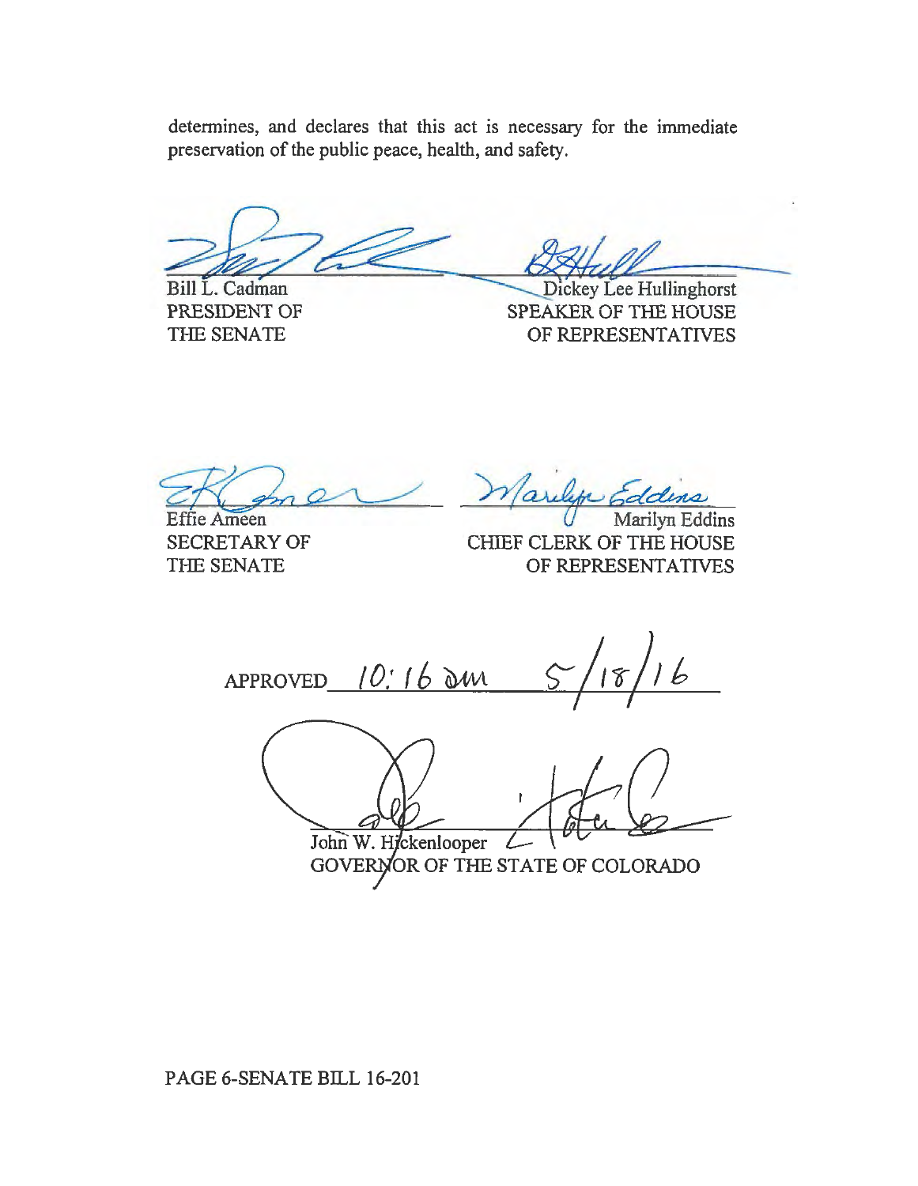determines, and declares that this act is necessary for the immediate preservation of the public peace, health, and safety.

Bill L. Cadman
PRESIDENT OF
THE SENATE

Dickey Lee Hullinghorst
SPEAKER OF THE HOUSE
OF REPRESENTATIVES

Effie Ameen
SECRETARY OF
THE SENATE

Marilyn Eddins
CHIEF CLERK OF THE HOUSE
OF REPRESENTATIVES

APPROVED 10:16 am 5/18/16

John W. Hickenlooper
GOVERNOR OF THE STATE OF COLORADO

PAGE 6-SENATE BILL 16-201